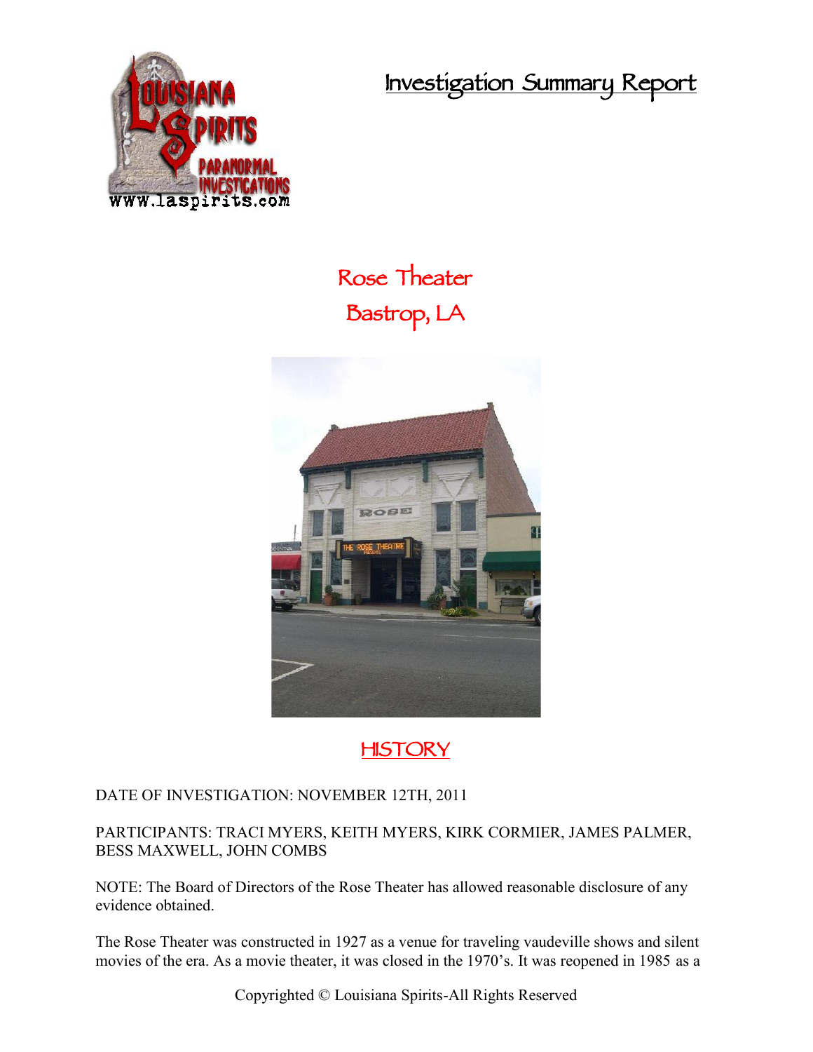# Investigation Summary Report

## Rose Theater
## Bastrop, LA

## HISTORY

DATE OF INVESTIGATION: NOVEMBER 12TH, 2011

PARTICIPANTS: TRACI MYERS, KEITH MYERS, KIRK CORMIER, JAMES PALMER, BESS MAXWELL, JOHN COMBS

NOTE: The Board of Directors of the Rose Theater has allowed reasonable disclosure of any evidence obtained.

The Rose Theater was constructed in 1927 as a venue for traveling vaudeville shows and silent movies of the era. As a movie theater, it was closed in the 1970's. It was reopened in 1985 as a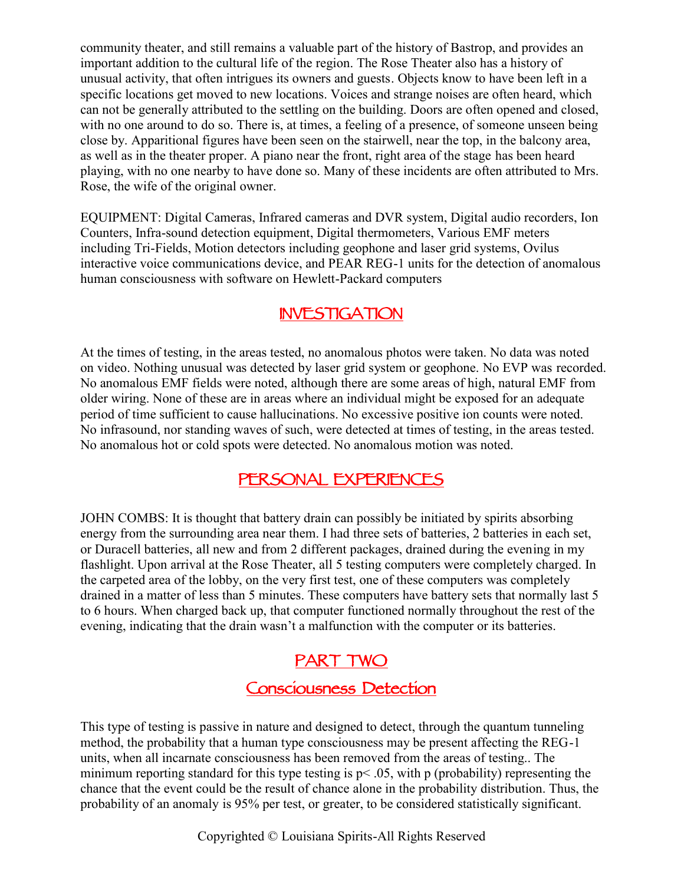community theater, and still remains a valuable part of the history of Bastrop, and provides an important addition to the cultural life of the region. The Rose Theater also has a history of unusual activity, that often intrigues its owners and guests. Objects know to have been left in a specific locations get moved to new locations. Voices and strange noises are often heard, which can not be generally attributed to the settling on the building. Doors are often opened and closed, with no one around to do so. There is, at times, a feeling of a presence, of someone unseen being close by. Apparitional figures have been seen on the stairwell, near the top, in the balcony area, as well as in the theater proper. A piano near the front, right area of the stage has been heard playing, with no one nearby to have done so. Many of these incidents are often attributed to Mrs. Rose, the wife of the original owner.

EQUIPMENT: Digital Cameras, Infrared cameras and DVR system, Digital audio recorders, Ion Counters, Infra-sound detection equipment, Digital thermometers, Various EMF meters including Tri-Fields, Motion detectors including geophone and laser grid systems, Ovilus interactive voice communications device, and PEAR REG-1 units for the detection of anomalous human consciousness with software on Hewlett-Packard computers

## INVESTIGATION

At the times of testing, in the areas tested, no anomalous photos were taken. No data was noted on video. Nothing unusual was detected by laser grid system or geophone. No EVP was recorded. No anomalous EMF fields were noted, although there are some areas of high, natural EMF from older wiring. None of these are in areas where an individual might be exposed for an adequate period of time sufficient to cause hallucinations. No excessive positive ion counts were noted. No infrasound, nor standing waves of such, were detected at times of testing, in the areas tested. No anomalous hot or cold spots were detected. No anomalous motion was noted.

## PERSONAL EXPERIENCES

JOHN COMBS: It is thought that battery drain can possibly be initiated by spirits absorbing energy from the surrounding area near them. I had three sets of batteries, 2 batteries in each set, or Duracell batteries, all new and from 2 different packages, drained during the evening in my flashlight. Upon arrival at the Rose Theater, all 5 testing computers were completely charged. In the carpeted area of the lobby, on the very first test, one of these computers was completely drained in a matter of less than 5 minutes. These computers have battery sets that normally last 5 to 6 hours. When charged back up, that computer functioned normally throughout the rest of the evening, indicating that the drain wasn't a malfunction with the computer or its batteries.

## PART TWO

## Consciousness Detection

This type of testing is passive in nature and designed to detect, through the quantum tunneling method, the probability that a human type consciousness may be present affecting the REG-1 units, when all incarnate consciousness has been removed from the areas of testing.. The minimum reporting standard for this type testing is $p < .05$, with p (probability) representing the chance that the event could be the result of chance alone in the probability distribution. Thus, the probability of an anomaly is 95% per test, or greater, to be considered statistically significant.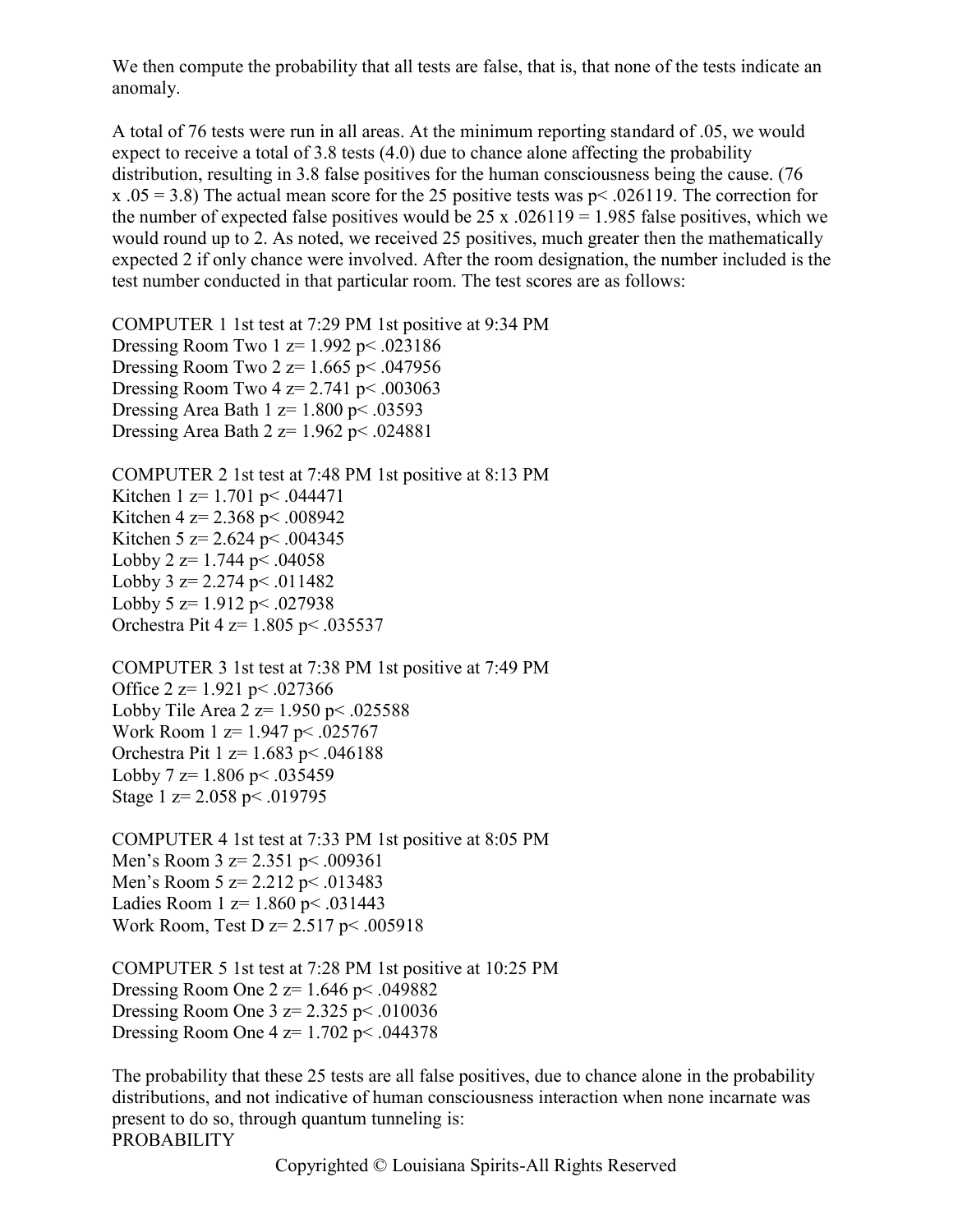We then compute the probability that all tests are false, that is, that none of the tests indicate an anomaly.

A total of 76 tests were run in all areas. At the minimum reporting standard of .05, we would expect to receive a total of 3.8 tests (4.0) due to chance alone affecting the probability distribution, resulting in 3.8 false positives for the human consciousness being the cause. ($76 \times .05 = 3.8$) The actual mean score for the 25 positive tests was $p < .026119$. The correction for the number of expected false positives would be $25 \times .026119 = 1.985$ false positives, which we would round up to 2. As noted, we received 25 positives, much greater then the mathematically expected 2 if only chance were involved. After the room designation, the number included is the test number conducted in that particular room. The test scores are as follows:

COMPUTER 1 1st test at 7:29 PM 1st positive at 9:34 PM  
Dressing Room Two 1 $z = 1.992$ $p < .023186$  
Dressing Room Two 2 $z = 1.665$ $p < .047956$  
Dressing Room Two 4 $z = 2.741$ $p < .003063$  
Dressing Area Bath 1 $z = 1.800$ $p < .03593$  
Dressing Area Bath 2 $z = 1.962$ $p < .024881$

COMPUTER 2 1st test at 7:48 PM 1st positive at 8:13 PM  
Kitchen 1 $z = 1.701$ $p < .044471$  
Kitchen 4 $z = 2.368$ $p < .008942$  
Kitchen 5 $z = 2.624$ $p < .004345$  
Lobby 2 $z = 1.744$ $p < .04058$  
Lobby 3 $z = 2.274$ $p < .011482$  
Lobby 5 $z = 1.912$ $p < .027938$  
Orchestra Pit 4 $z = 1.805$ $p < .035537$

COMPUTER 3 1st test at 7:38 PM 1st positive at 7:49 PM  
Office 2 $z = 1.921$ $p < .027366$  
Lobby Tile Area 2 $z = 1.950$ $p < .025588$  
Work Room 1 $z = 1.947$ $p < .025767$  
Orchestra Pit 1 $z = 1.683$ $p < .046188$  
Lobby 7 $z = 1.806$ $p < .035459$  
Stage 1 $z = 2.058$ $p < .019795$

COMPUTER 4 1st test at 7:33 PM 1st positive at 8:05 PM  
Men's Room 3 $z = 2.351$ $p < .009361$  
Men's Room 5 $z = 2.212$ $p < .013483$  
Ladies Room 1 $z = 1.860$ $p < .031443$  
Work Room, Test D $z = 2.517$ $p < .005918$

COMPUTER 5 1st test at 7:28 PM 1st positive at 10:25 PM  
Dressing Room One 2 $z = 1.646$ $p < .049882$  
Dressing Room One 3 $z = 2.325$ $p < .010036$  
Dressing Room One 4 $z = 1.702$ $p < .044378$

The probability that these 25 tests are all false positives, due to chance alone in the probability distributions, and not indicative of human consciousness interaction when none incarnate was present to do so, through quantum tunneling is:  
PROBABILITY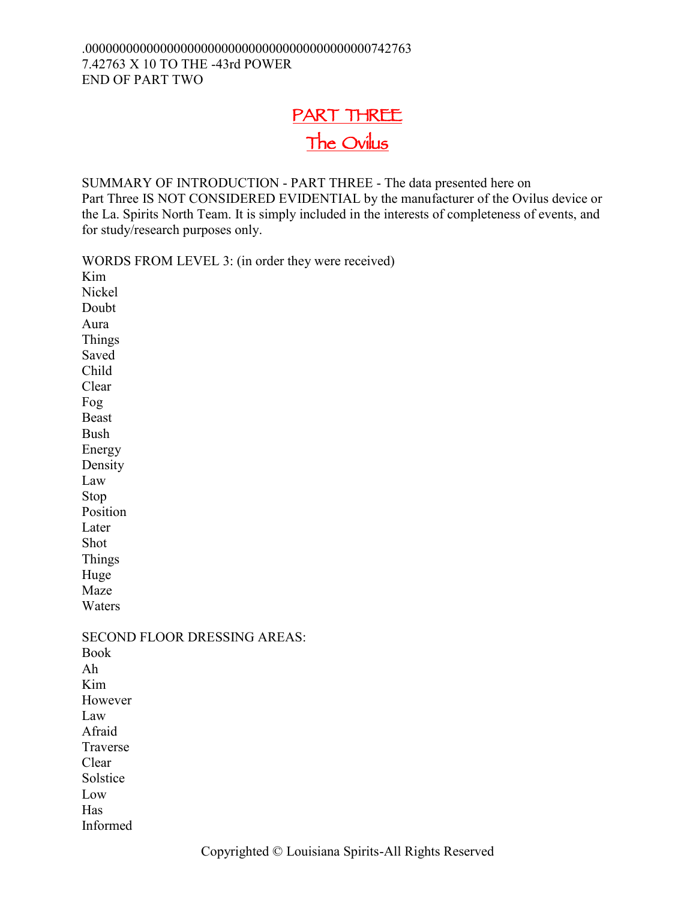.0000000000000000000000000000000000000000000742763
7.42763 X 10 TO THE -43rd POWER
END OF PART TWO

# PART THREE
## The Ovilus

SUMMARY OF INTRODUCTION - PART THREE - The data presented here on Part Three IS NOT CONSIDERED EVIDENTIAL by the manufacturer of the Ovilus device or the La. Spirits North Team. It is simply included in the interests of completeness of events, and for study/research purposes only.

WORDS FROM LEVEL 3: (in order they were received)
Kim
Nickel
Doubt
Aura
Things
Saved
Child
Clear
Fog
Beast
Bush
Energy
Density
Law
Stop
Position
Later
Shot
Things
Huge
Maze
Waters

SECOND FLOOR DRESSING AREAS:
Book
Ah
Kim
However
Law
Afraid
Traverse
Clear
Solstice
Low
Has
Informed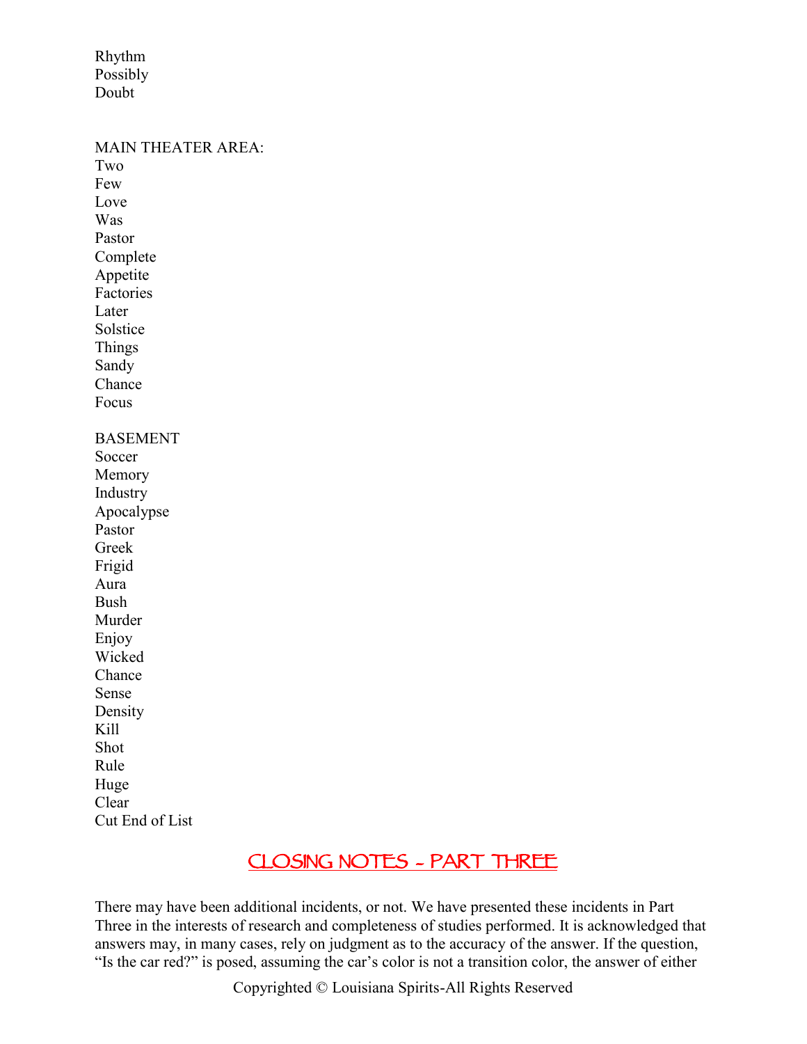Rhythm
Possibly
Doubt

MAIN THEATER AREA:
Two
Few
Love
Was
Pastor
Complete
Appetite
Factories
Later
Solstice
Things
Sandy
Chance
Focus

BASEMENT
Soccer
Memory
Industry
Apocalypse
Pastor
Greek
Frigid
Aura
Bush
Murder
Enjoy
Wicked
Chance
Sense
Density
Kill
Shot
Rule
Huge
Clear
Cut End of List

## CLOSING NOTES - PART THREE

There may have been additional incidents, or not. We have presented these incidents in Part Three in the interests of research and completeness of studies performed. It is acknowledged that answers may, in many cases, rely on judgment as to the accuracy of the answer. If the question, “Is the car red?” is posed, assuming the car’s color is not a transition color, the answer of either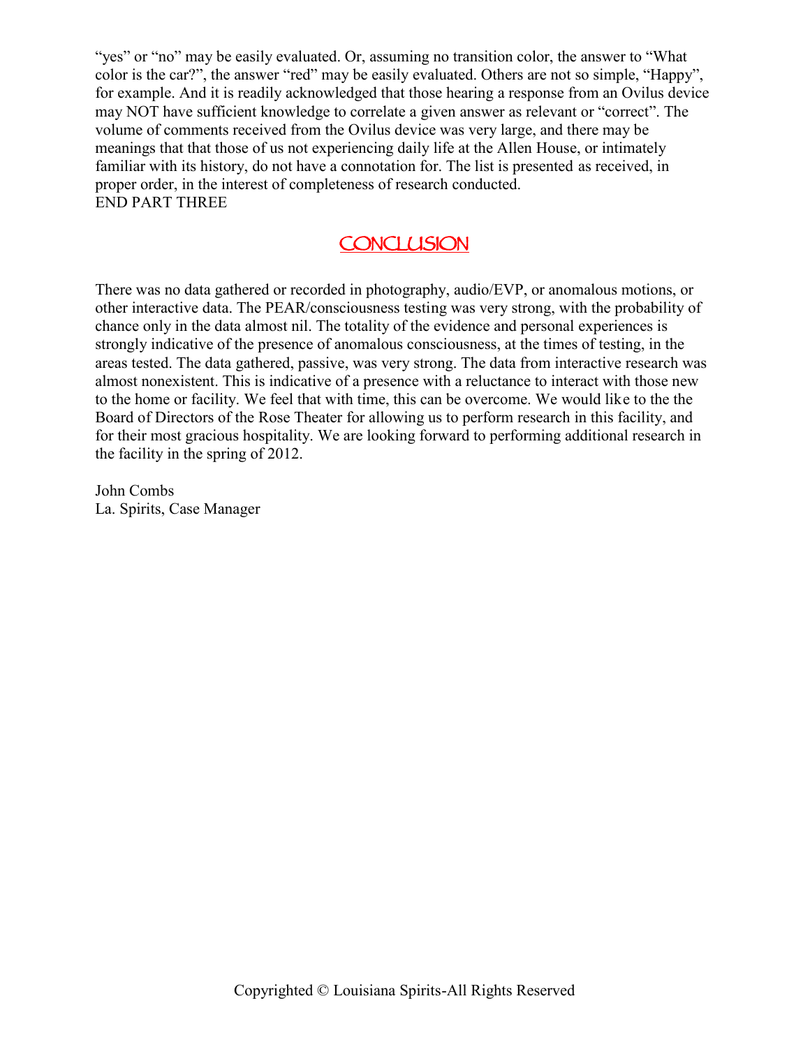"yes" or "no" may be easily evaluated. Or, assuming no transition color, the answer to "What color is the car?", the answer "red" may be easily evaluated. Others are not so simple, "Happy", for example. And it is readily acknowledged that those hearing a response from an Ovilus device may NOT have sufficient knowledge to correlate a given answer as relevant or "correct". The volume of comments received from the Ovilus device was very large, and there may be meanings that that those of us not experiencing daily life at the Allen House, or intimately familiar with its history, do not have a connotation for. The list is presented as received, in proper order, in the interest of completeness of research conducted.
END PART THREE

## CONCLUSION

There was no data gathered or recorded in photography, audio/EVP, or anomalous motions, or other interactive data. The PEAR/consciousness testing was very strong, with the probability of chance only in the data almost nil. The totality of the evidence and personal experiences is strongly indicative of the presence of anomalous consciousness, at the times of testing, in the areas tested. The data gathered, passive, was very strong. The data from interactive research was almost nonexistent. This is indicative of a presence with a reluctance to interact with those new to the home or facility. We feel that with time, this can be overcome. We would like to the the Board of Directors of the Rose Theater for allowing us to perform research in this facility, and for their most gracious hospitality. We are looking forward to performing additional research in the facility in the spring of 2012.

John Combs
La. Spirits, Case Manager

Copyrighted © Louisiana Spirits-All Rights Reserved